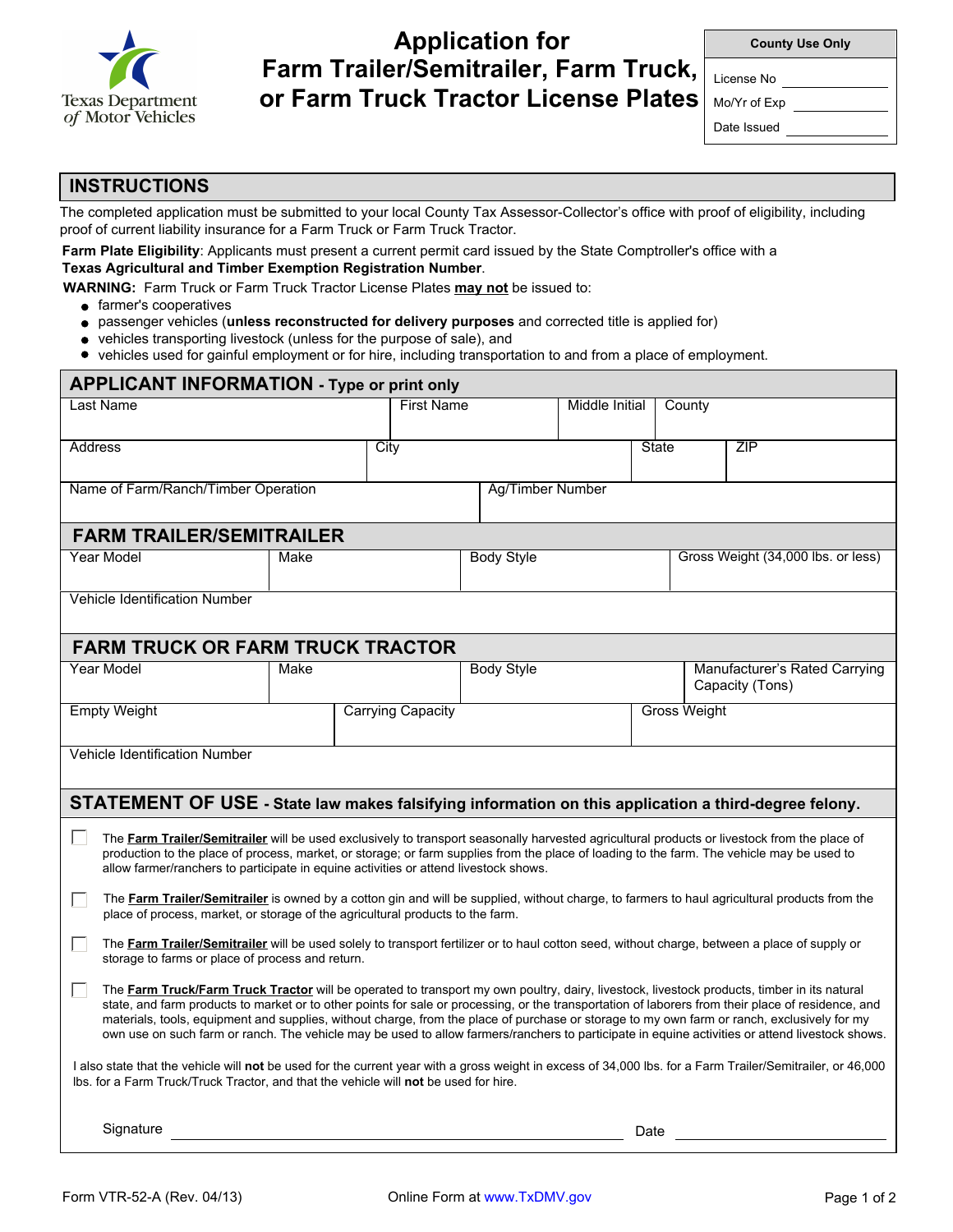Texas Department of Motor Vehicles

# Application for Farm Trailer/Semitrailer, Farm Truck, or Farm Truck Tractor License Plates

| County Use Only | |
|---|---|
| License No | |
| Mo/Yr of Exp | |
| Date Issued | |

## INSTRUCTIONS

The completed application must be submitted to your local County Tax Assessor-Collector's office with proof of eligibility, including proof of current liability insurance for a Farm Truck or Farm Truck Tractor.

**Farm Plate Eligibility**: Applicants must present a current permit card issued by the State Comptroller's office with a **Texas Agricultural and Timber Exemption Registration Number**.

**WARNING:** Farm Truck or Farm Truck Tractor License Plates **may not** be issued to:

- farmer's cooperatives
- passenger vehicles (**unless reconstructed for delivery purposes** and corrected title is applied for)
- vehicles transporting livestock (unless for the purpose of sale), and
- vehicles used for gainful employment or for hire, including transportation to and from a place of employment.

## APPLICANT INFORMATION - Type or print only

| Last Name | First Name | Middle Initial | County |
|---|---|---|---|
| | | | |

| Address | City | State | ZIP |
|---|---|---|---|
| | | | |

| Name of Farm/Ranch/Timber Operation | Ag/Timber Number |
|---|---|
| | |

## FARM TRAILER/SEMITRAILER

| Year Model | Make | Body Style | Gross Weight (34,000 lbs. or less) |
|---|---|---|---|
| | | | |

| Vehicle Identification Number |
|---|
| |

## FARM TRUCK OR FARM TRUCK TRACTOR

| Year Model | Make | Body Style | Manufacturer's Rated Carrying Capacity (Tons) |
|---|---|---|---|
| | | | |

| Empty Weight | Carrying Capacity | Gross Weight |
|---|---|---|
| | | |

| Vehicle Identification Number |
|---|
| |

## STATEMENT OF USE - State law makes falsifying information on this application a third-degree felony.

☐ The **Farm Trailer/Semitrailer** will be used exclusively to transport seasonally harvested agricultural products or livestock from the place of production to the place of process, market, or storage; or farm supplies from the place of loading to the farm. The vehicle may be used to allow farmer/ranchers to participate in equine activities or attend livestock shows.

☐ The **Farm Trailer/Semitrailer** is owned by a cotton gin and will be supplied, without charge, to farmers to haul agricultural products from the place of process, market, or storage of the agricultural products to the farm.

☐ The **Farm Trailer/Semitrailer** will be used solely to transport fertilizer or to haul cotton seed, without charge, between a place of supply or storage to farms or place of process and return.

☐ The **Farm Truck/Farm Truck Tractor** will be operated to transport my own poultry, dairy, livestock, livestock products, timber in its natural state, and farm products to market or to other points for sale or processing, or the transportation of laborers from their place of residence, and materials, tools, equipment and supplies, without charge, from the place of purchase or storage to my own farm or ranch, exclusively for my own use on such farm or ranch. The vehicle may be used to allow farmers/ranchers to participate in equine activities or attend livestock shows.

I also state that the vehicle will **not** be used for the current year with a gross weight in excess of 34,000 lbs. for a Farm Trailer/Semitrailer, or 46,000 lbs. for a Farm Truck/Truck Tractor, and that the vehicle will **not** be used for hire.

Signature ______________________________ Date ______________

Form VTR-52-A (Rev. 04/13) Online Form at www.TxDMV.gov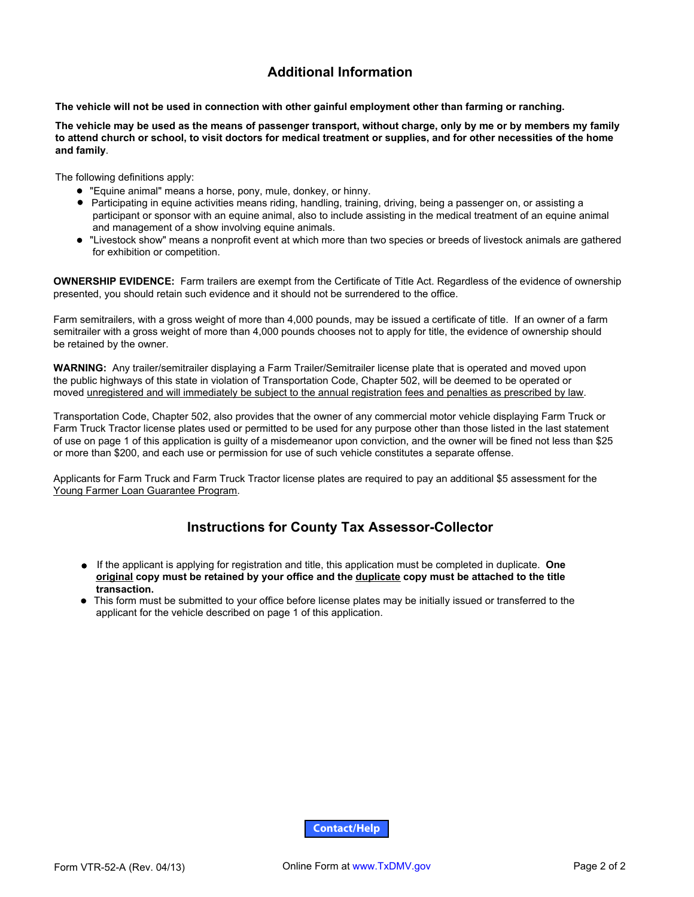## Additional Information

**The vehicle will not be used in connection with other gainful employment other than farming or ranching.**

**The vehicle may be used as the means of passenger transport, without charge, only by me or by members my family to attend church or school, to visit doctors for medical treatment or supplies, and for other necessities of the home and family**.

The following definitions apply:

- "Equine animal" means a horse, pony, mule, donkey, or hinny.
- Participating in equine activities means riding, handling, training, driving, being a passenger on, or assisting a participant or sponsor with an equine animal, also to include assisting in the medical treatment of an equine animal and management of a show involving equine animals.
- "Livestock show" means a nonprofit event at which more than two species or breeds of livestock animals are gathered for exhibition or competition.

**OWNERSHIP EVIDENCE:** Farm trailers are exempt from the Certificate of Title Act. Regardless of the evidence of ownership presented, you should retain such evidence and it should not be surrendered to the office.

Farm semitrailers, with a gross weight of more than 4,000 pounds, may be issued a certificate of title. If an owner of a farm semitrailer with a gross weight of more than 4,000 pounds chooses not to apply for title, the evidence of ownership should be retained by the owner.

**WARNING:** Any trailer/semitrailer displaying a Farm Trailer/Semitrailer license plate that is operated and moved upon the public highways of this state in violation of Transportation Code, Chapter 502, will be deemed to be operated or moved unregistered and will immediately be subject to the annual registration fees and penalties as prescribed by law.

Transportation Code, Chapter 502, also provides that the owner of any commercial motor vehicle displaying Farm Truck or Farm Truck Tractor license plates used or permitted to be used for any purpose other than those listed in the last statement of use on page 1 of this application is guilty of a misdemeanor upon conviction, and the owner will be fined not less than $25 or more than $200, and each use or permission for use of such vehicle constitutes a separate offense.

Applicants for Farm Truck and Farm Truck Tractor license plates are required to pay an additional $5 assessment for the Young Farmer Loan Guarantee Program.

## Instructions for County Tax Assessor-Collector

- If the applicant is applying for registration and title, this application must be completed in duplicate. **One original copy must be retained by your office and the duplicate copy must be attached to the title transaction.**
- This form must be submitted to your office before license plates may be initially issued or transferred to the applicant for the vehicle described on page 1 of this application.

Contact/Help

Form VTR-52-A (Rev. 04/13) Online Form at www.TxDMV.gov